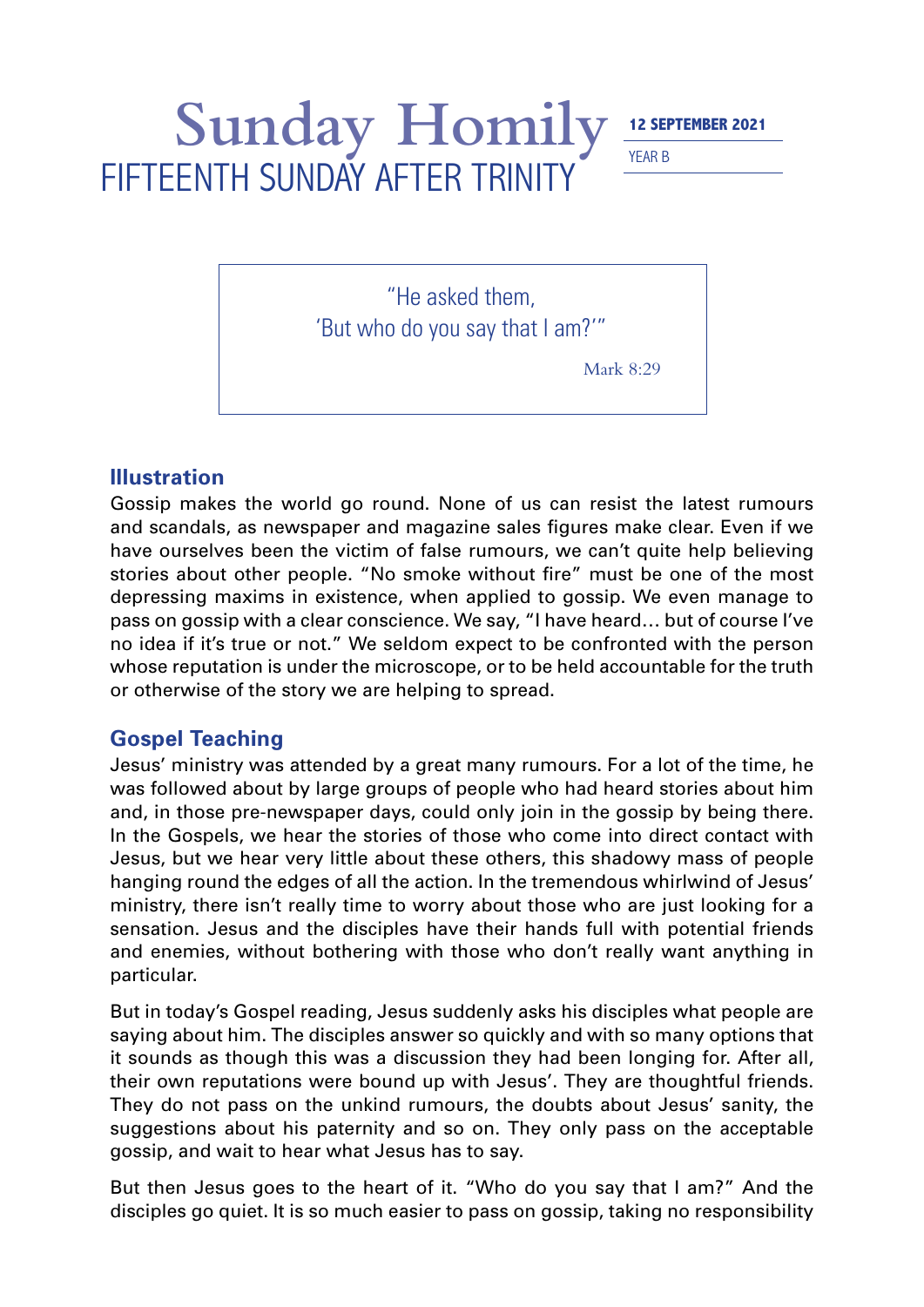# Sunday Homily

## FIFTEENTH SUNDAY AFTER TRINITY

**12 SEPTEMBER 2021**

YEAR B

> "He asked them,
> 'But who do you say that I am?'"
>
> Mark 8:29

## Illustration

Gossip makes the world go round. None of us can resist the latest rumours and scandals, as newspaper and magazine sales figures make clear. Even if we have ourselves been the victim of false rumours, we can't quite help believing stories about other people. "No smoke without fire" must be one of the most depressing maxims in existence, when applied to gossip. We even manage to pass on gossip with a clear conscience. We say, "I have heard… but of course I've no idea if it's true or not." We seldom expect to be confronted with the person whose reputation is under the microscope, or to be held accountable for the truth or otherwise of the story we are helping to spread.

## Gospel Teaching

Jesus' ministry was attended by a great many rumours. For a lot of the time, he was followed about by large groups of people who had heard stories about him and, in those pre-newspaper days, could only join in the gossip by being there. In the Gospels, we hear the stories of those who come into direct contact with Jesus, but we hear very little about these others, this shadowy mass of people hanging round the edges of all the action. In the tremendous whirlwind of Jesus' ministry, there isn't really time to worry about those who are just looking for a sensation. Jesus and the disciples have their hands full with potential friends and enemies, without bothering with those who don't really want anything in particular.

But in today's Gospel reading, Jesus suddenly asks his disciples what people are saying about him. The disciples answer so quickly and with so many options that it sounds as though this was a discussion they had been longing for. After all, their own reputations were bound up with Jesus'. They are thoughtful friends. They do not pass on the unkind rumours, the doubts about Jesus' sanity, the suggestions about his paternity and so on. They only pass on the acceptable gossip, and wait to hear what Jesus has to say.

But then Jesus goes to the heart of it. "Who do you say that I am?" And the disciples go quiet. It is so much easier to pass on gossip, taking no responsibility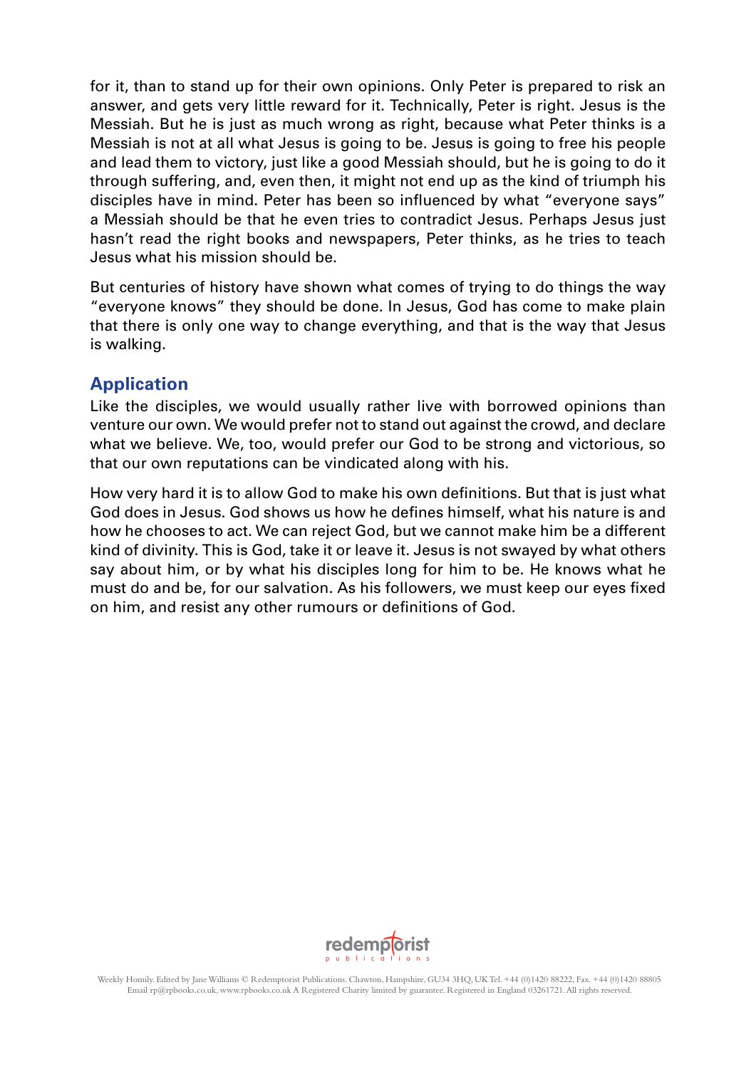for it, than to stand up for their own opinions. Only Peter is prepared to risk an answer, and gets very little reward for it. Technically, Peter is right. Jesus is the Messiah. But he is just as much wrong as right, because what Peter thinks is a Messiah is not at all what Jesus is going to be. Jesus is going to free his people and lead them to victory, just like a good Messiah should, but he is going to do it through suffering, and, even then, it might not end up as the kind of triumph his disciples have in mind. Peter has been so influenced by what "everyone says" a Messiah should be that he even tries to contradict Jesus. Perhaps Jesus just hasn't read the right books and newspapers, Peter thinks, as he tries to teach Jesus what his mission should be.

But centuries of history have shown what comes of trying to do things the way "everyone knows" they should be done. In Jesus, God has come to make plain that there is only one way to change everything, and that is the way that Jesus is walking.

## Application

Like the disciples, we would usually rather live with borrowed opinions than venture our own. We would prefer not to stand out against the crowd, and declare what we believe. We, too, would prefer our God to be strong and victorious, so that our own reputations can be vindicated along with his.

How very hard it is to allow God to make his own definitions. But that is just what God does in Jesus. God shows us how he defines himself, what his nature is and how he chooses to act. We can reject God, but we cannot make him be a different kind of divinity. This is God, take it or leave it. Jesus is not swayed by what others say about him, or by what his disciples long for him to be. He knows what he must do and be, for our salvation. As his followers, we must keep our eyes fixed on him, and resist any other rumours or definitions of God.

redemptorist publications

Weekly Homily. Edited by Jane Williams © Redemptorist Publications. Chawton, Hampshire, GU34 3HQ, UK Tel. +44 (0)1420 88222, Fax. +44 (0)1420 88805 Email rp@rpbooks.co.uk, www.rpbooks.co.uk A Registered Charity limited by guarantee. Registered in England 03261721. All rights reserved.